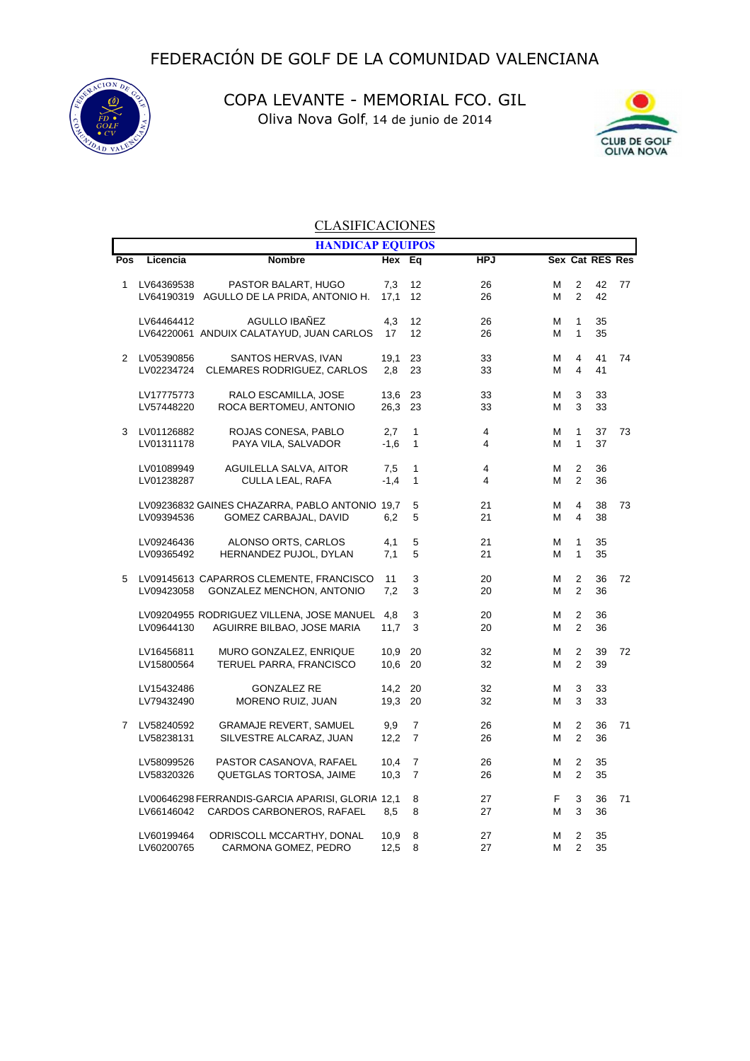# FEDERACIÓN DE GOLF DE LA COMUNIDAD VALENCIANA

## COPA LEVANTE - MEMORIAL FCO. GIL

Oliva Nova Golf, 14 de junio de 2014

### CLASIFICACIONES

**HANDICAP EQUIPOS**

| Pos | Licencia | Nombre | Hex | Eq | HPJ | Sex | Cat | RES | Res |
|---|---|---|---|---|---|---|---|---|---|
| 1 | LV64369538 | PASTOR BALART, HUGO | 7,3 | 12 | 26 | M | 2 | 42 | 77 |
| | LV64190319 | AGULLO DE LA PRIDA, ANTONIO H. | 17,1 | 12 | 26 | M | 2 | 42 | |
| | LV64464412 | AGULLO IBAÑEZ | 4,3 | 12 | 26 | M | 1 | 35 | |
| | LV64220061 | ANDUIX CALATAYUD, JUAN CARLOS | 17 | 12 | 26 | M | 1 | 35 | |
| 2 | LV05390856 | SANTOS HERVAS, IVAN | 19,1 | 23 | 33 | M | 4 | 41 | 74 |
| | LV02234724 | CLEMARES RODRIGUEZ, CARLOS | 2,8 | 23 | 33 | M | 4 | 41 | |
| | LV17775773 | RALO ESCAMILLA, JOSE | 13,6 | 23 | 33 | M | 3 | 33 | |
| | LV57448220 | ROCA BERTOMEU, ANTONIO | 26,3 | 23 | 33 | M | 3 | 33 | |
| 3 | LV01126882 | ROJAS CONESA, PABLO | 2,7 | 1 | 4 | M | 1 | 37 | 73 |
| | LV01311178 | PAYA VILA, SALVADOR | -1,6 | 1 | 4 | M | 1 | 37 | |
| | LV01089949 | AGUILELLA SALVA, AITOR | 7,5 | 1 | 4 | M | 2 | 36 | |
| | LV01238287 | CULLA LEAL, RAFA | -1,4 | 1 | 4 | M | 2 | 36 | |
| | LV09236832 | GAINES CHAZARRA, PABLO ANTONIO | 19,7 | 5 | 21 | M | 4 | 38 | 73 |
| | LV09394536 | GOMEZ CARBAJAL, DAVID | 6,2 | 5 | 21 | M | 4 | 38 | |
| | LV09246436 | ALONSO ORTS, CARLOS | 4,1 | 5 | 21 | M | 1 | 35 | |
| | LV09365492 | HERNANDEZ PUJOL, DYLAN | 7,1 | 5 | 21 | M | 1 | 35 | |
| 5 | LV09145613 | CAPARROS CLEMENTE, FRANCISCO | 11 | 3 | 20 | M | 2 | 36 | 72 |
| | LV09423058 | GONZALEZ MENCHON, ANTONIO | 7,2 | 3 | 20 | M | 2 | 36 | |
| | LV09204955 | RODRIGUEZ VILLENA, JOSE MANUEL | 4,8 | 3 | 20 | M | 2 | 36 | |
| | LV09644130 | AGUIRRE BILBAO, JOSE MARIA | 11,7 | 3 | 20 | M | 2 | 36 | |
| | LV16456811 | MURO GONZALEZ, ENRIQUE | 10,9 | 20 | 32 | M | 2 | 39 | 72 |
| | LV15800564 | TERUEL PARRA, FRANCISCO | 10,6 | 20 | 32 | M | 2 | 39 | |
| | LV15432486 | GONZALEZ RE | 14,2 | 20 | 32 | M | 3 | 33 | |
| | LV79432490 | MORENO RUIZ, JUAN | 19,3 | 20 | 32 | M | 3 | 33 | |
| 7 | LV58240592 | GRAMAJE REVERT, SAMUEL | 9,9 | 7 | 26 | M | 2 | 36 | 71 |
| | LV58238131 | SILVESTRE ALCARAZ, JUAN | 12,2 | 7 | 26 | M | 2 | 36 | |
| | LV58099526 | PASTOR CASANOVA, RAFAEL | 10,4 | 7 | 26 | M | 2 | 35 | |
| | LV58320326 | QUETGLAS TORTOSA, JAIME | 10,3 | 7 | 26 | M | 2 | 35 | |
| | LV00646298 | FERRANDIS-GARCIA APARISI, GLORIA | 12,1 | 8 | 27 | F | 3 | 36 | 71 |
| | LV66146042 | CARDOS CARBONEROS, RAFAEL | 8,5 | 8 | 27 | M | 3 | 36 | |
| | LV60199464 | ODRISCOLL MCCARTHY, DONAL | 10,9 | 8 | 27 | M | 2 | 35 | |
| | LV60200765 | CARMONA GOMEZ, PEDRO | 12,5 | 8 | 27 | M | 2 | 35 | |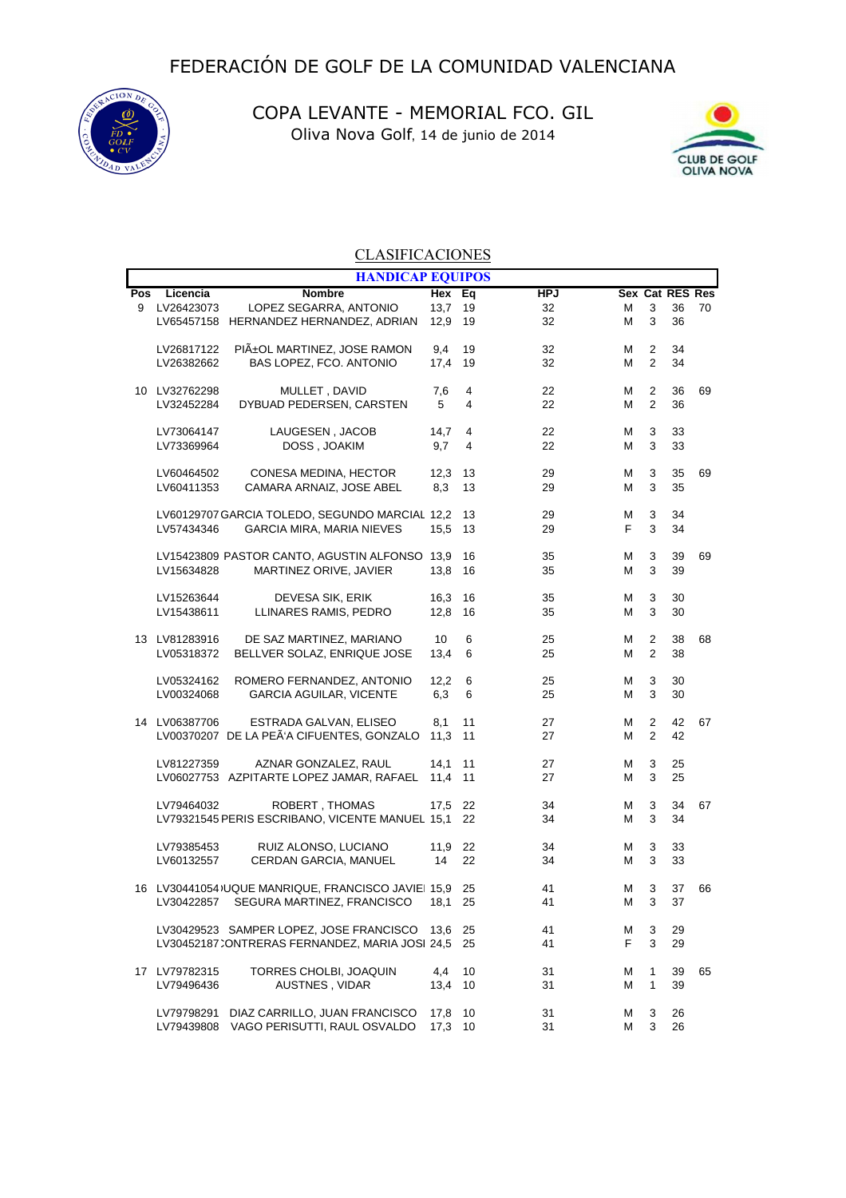# FEDERACIÓN DE GOLF DE LA COMUNIDAD VALENCIANA

## COPA LEVANTE - MEMORIAL FCO. GIL

Oliva Nova Golf, 14 de junio de 2014

### CLASIFICACIONES

**HANDICAP EQUIPOS**

| Pos | Licencia | Nombre | Hex | Eq | HPJ | Sex | Cat | RES | Res |
|---|---|---|---|---|---|---|---|---|---|
| 9 | LV26423073 | LOPEZ SEGARRA, ANTONIO | 13,7 | 19 | 32 | M | 3 | 36 | 70 |
| | LV65457158 | HERNANDEZ HERNANDEZ, ADRIAN | 12,9 | 19 | 32 | M | 3 | 36 | |
| | LV26817122 | PIÃ±OL MARTINEZ, JOSE RAMON | 9,4 | 19 | 32 | M | 2 | 34 | |
| | LV26382662 | BAS LOPEZ, FCO. ANTONIO | 17,4 | 19 | 32 | M | 2 | 34 | |
| 10 | LV32762298 | MULLET , DAVID | 7,6 | 4 | 22 | M | 2 | 36 | 69 |
| | LV32452284 | DYBUAD PEDERSEN, CARSTEN | 5 | 4 | 22 | M | 2 | 36 | |
| | LV73064147 | LAUGESEN , JACOB | 14,7 | 4 | 22 | M | 3 | 33 | |
| | LV73369964 | DOSS , JOAKIM | 9,7 | 4 | 22 | M | 3 | 33 | |
| | LV60464502 | CONESA MEDINA, HECTOR | 12,3 | 13 | 29 | M | 3 | 35 | 69 |
| | LV60411353 | CAMARA ARNAIZ, JOSE ABEL | 8,3 | 13 | 29 | M | 3 | 35 | |
| | LV60129707 | GARCIA TOLEDO, SEGUNDO MARCIAL | 12,2 | 13 | 29 | M | 3 | 34 | |
| | LV57434346 | GARCIA MIRA, MARIA NIEVES | 15,5 | 13 | 29 | F | 3 | 34 | |
| | LV15423809 | PASTOR CANTO, AGUSTIN ALFONSO | 13,9 | 16 | 35 | M | 3 | 39 | 69 |
| | LV15634828 | MARTINEZ ORIVE, JAVIER | 13,8 | 16 | 35 | M | 3 | 39 | |
| | LV15263644 | DEVESA SIK, ERIK | 16,3 | 16 | 35 | M | 3 | 30 | |
| | LV15438611 | LLINARES RAMIS, PEDRO | 12,8 | 16 | 35 | M | 3 | 30 | |
| 13 | LV81283916 | DE SAZ MARTINEZ, MARIANO | 10 | 6 | 25 | M | 2 | 38 | 68 |
| | LV05318372 | BELLVER SOLAZ, ENRIQUE JOSE | 13,4 | 6 | 25 | M | 2 | 38 | |
| | LV05324162 | ROMERO FERNANDEZ, ANTONIO | 12,2 | 6 | 25 | M | 3 | 30 | |
| | LV00324068 | GARCIA AGUILAR, VICENTE | 6,3 | 6 | 25 | M | 3 | 30 | |
| 14 | LV06387706 | ESTRADA GALVAN, ELISEO | 8,1 | 11 | 27 | M | 2 | 42 | 67 |
| | LV00370207 | DE LA PEÃ'A CIFUENTES, GONZALO | 11,3 | 11 | 27 | M | 2 | 42 | |
| | LV81227359 | AZNAR GONZALEZ, RAUL | 14,1 | 11 | 27 | M | 3 | 25 | |
| | LV06027753 | AZPITARTE LOPEZ JAMAR, RAFAEL | 11,4 | 11 | 27 | M | 3 | 25 | |
| | LV79464032 | ROBERT , THOMAS | 17,5 | 22 | 34 | M | 3 | 34 | 67 |
| | LV79321545 | PERIS ESCRIBANO, VICENTE MANUEL | 15,1 | 22 | 34 | M | 3 | 34 | |
| | LV79385453 | RUIZ ALONSO, LUCIANO | 11,9 | 22 | 34 | M | 3 | 33 | |
| | LV60132557 | CERDAN GARCIA, MANUEL | 14 | 22 | 34 | M | 3 | 33 | |
| 16 | LV30441054 | UQUE MANRIQUE, FRANCISCO JAVIE | 15,9 | 25 | 41 | M | 3 | 37 | 66 |
| | LV30422857 | SEGURA MARTINEZ, FRANCISCO | 18,1 | 25 | 41 | M | 3 | 37 | |
| | LV30429523 | SAMPER LOPEZ, JOSE FRANCISCO | 13,6 | 25 | 41 | M | 3 | 29 | |
| | LV30452187 | ONTRERAS FERNANDEZ, MARIA JOSI | 24,5 | 25 | 41 | F | 3 | 29 | |
| 17 | LV79782315 | TORRES CHOLBI, JOAQUIN | 4,4 | 10 | 31 | M | 1 | 39 | 65 |
| | LV79496436 | AUSTNES , VIDAR | 13,4 | 10 | 31 | M | 1 | 39 | |
| | LV79798291 | DIAZ CARRILLO, JUAN FRANCISCO | 17,8 | 10 | 31 | M | 3 | 26 | |
| | LV79439808 | VAGO PERISUTTI, RAUL OSVALDO | 17,3 | 10 | 31 | M | 3 | 26 | |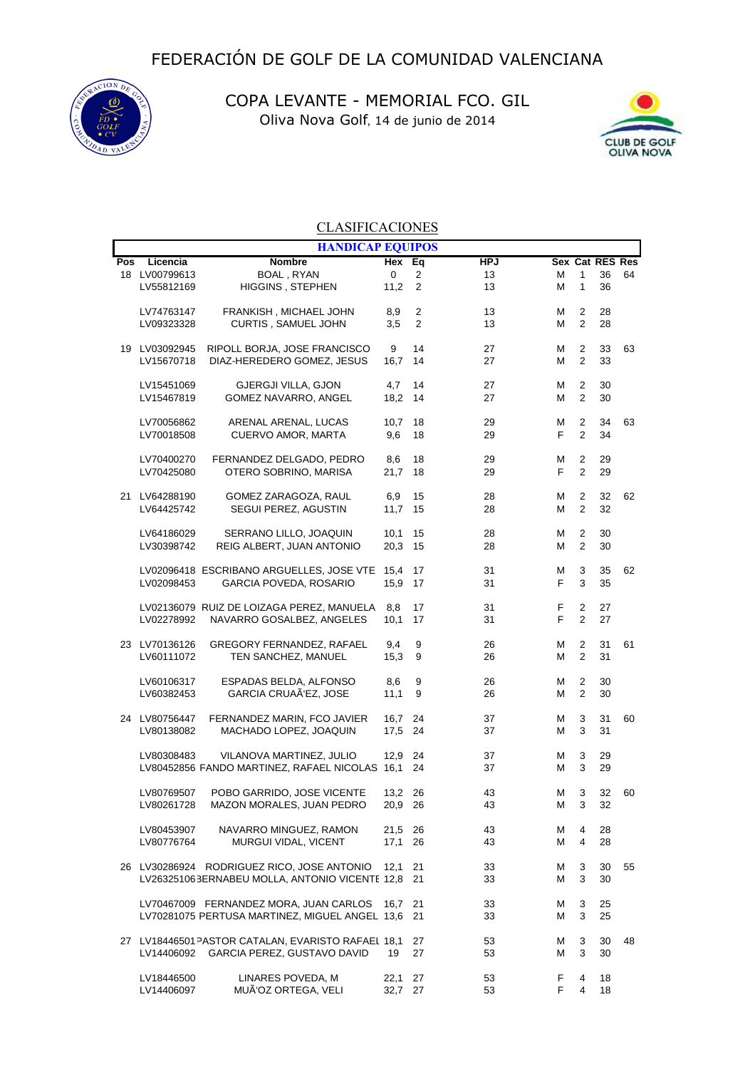# FEDERACIÓN DE GOLF DE LA COMUNIDAD VALENCIANA

## COPA LEVANTE - MEMORIAL FCO. GIL

Oliva Nova Golf, 14 de junio de 2014

CLASIFICACIONES

**HANDICAP EQUIPOS**

| Pos | Licencia | Nombre | Hex | Eq | HPJ | Sex | Cat | RES | Res |
|---|---|---|---|---|---|---|---|---|---|
| 18 | LV00799613 | BOAL , RYAN | 0 | 2 | 13 | M | 1 | 36 | 64 |
| | LV55812169 | HIGGINS , STEPHEN | 11,2 | 2 | 13 | M | 1 | 36 | |
| | LV74763147 | FRANKISH , MICHAEL JOHN | 8,9 | 2 | 13 | M | 2 | 28 | |
| | LV09323328 | CURTIS , SAMUEL JOHN | 3,5 | 2 | 13 | M | 2 | 28 | |
| 19 | LV03092945 | RIPOLL BORJA, JOSE FRANCISCO | 9 | 14 | 27 | M | 2 | 33 | 63 |
| | LV15670718 | DIAZ-HEREDERO GOMEZ, JESUS | 16,7 | 14 | 27 | M | 2 | 33 | |
| | LV15451069 | GJERGJI VILLA, GJON | 4,7 | 14 | 27 | M | 2 | 30 | |
| | LV15467819 | GOMEZ NAVARRO, ANGEL | 18,2 | 14 | 27 | M | 2 | 30 | |
| | LV70056862 | ARENAL ARENAL, LUCAS | 10,7 | 18 | 29 | M | 2 | 34 | 63 |
| | LV70018508 | CUERVO AMOR, MARTA | 9,6 | 18 | 29 | F | 2 | 34 | |
| | LV70400270 | FERNANDEZ DELGADO, PEDRO | 8,6 | 18 | 29 | M | 2 | 29 | |
| | LV70425080 | OTERO SOBRINO, MARISA | 21,7 | 18 | 29 | F | 2 | 29 | |
| 21 | LV64288190 | GOMEZ ZARAGOZA, RAUL | 6,9 | 15 | 28 | M | 2 | 32 | 62 |
| | LV64425742 | SEGUI PEREZ, AGUSTIN | 11,7 | 15 | 28 | M | 2 | 32 | |
| | LV64186029 | SERRANO LILLO, JOAQUIN | 10,1 | 15 | 28 | M | 2 | 30 | |
| | LV30398742 | REIG ALBERT, JUAN ANTONIO | 20,3 | 15 | 28 | M | 2 | 30 | |
| | LV02096418 | ESCRIBANO ARGUELLES, JOSE VTE | 15,4 | 17 | 31 | M | 3 | 35 | 62 |
| | LV02098453 | GARCIA POVEDA, ROSARIO | 15,9 | 17 | 31 | F | 3 | 35 | |
| | LV02136079 | RUIZ DE LOIZAGA PEREZ, MANUELA | 8,8 | 17 | 31 | F | 2 | 27 | |
| | LV02278992 | NAVARRO GOSALBEZ, ANGELES | 10,1 | 17 | 31 | F | 2 | 27 | |
| 23 | LV70136126 | GREGORY FERNANDEZ, RAFAEL | 9,4 | 9 | 26 | M | 2 | 31 | 61 |
| | LV60111072 | TEN SANCHEZ, MANUEL | 15,3 | 9 | 26 | M | 2 | 31 | |
| | LV60106317 | ESPADAS BELDA, ALFONSO | 8,6 | 9 | 26 | M | 2 | 30 | |
| | LV60382453 | GARCIA CRUAÃ'EZ, JOSE | 11,1 | 9 | 26 | M | 2 | 30 | |
| 24 | LV80756447 | FERNANDEZ MARIN, FCO JAVIER | 16,7 | 24 | 37 | M | 3 | 31 | 60 |
| | LV80138082 | MACHADO LOPEZ, JOAQUIN | 17,5 | 24 | 37 | M | 3 | 31 | |
| | LV80308483 | VILANOVA MARTINEZ, JULIO | 12,9 | 24 | 37 | M | 3 | 29 | |
| | LV80452856 | FANDO MARTINEZ, RAFAEL NICOLAS | 16,1 | 24 | 37 | M | 3 | 29 | |
| | LV80769507 | POBO GARRIDO, JOSE VICENTE | 13,2 | 26 | 43 | M | 3 | 32 | 60 |
| | LV80261728 | MAZON MORALES, JUAN PEDRO | 20,9 | 26 | 43 | M | 3 | 32 | |
| | LV80453907 | NAVARRO MINGUEZ, RAMON | 21,5 | 26 | 43 | M | 4 | 28 | |
| | LV80776764 | MURGUI VIDAL, VICENT | 17,1 | 26 | 43 | M | 4 | 28 | |
| 26 | LV30286924 | RODRIGUEZ RICO, JOSE ANTONIO | 12,1 | 21 | 33 | M | 3 | 30 | 55 |
| | LV26325106 | BERNABEU MOLLA, ANTONIO VICENTE | 12,8 | 21 | 33 | M | 3 | 30 | |
| | LV70467009 | FERNANDEZ MORA, JUAN CARLOS | 16,7 | 21 | 33 | M | 3 | 25 | |
| | LV70281075 | PERTUSA MARTINEZ, MIGUEL ANGEL | 13,6 | 21 | 33 | M | 3 | 25 | |
| 27 | LV18446501 | PASTOR CATALAN, EVARISTO RAFAEL | 18,1 | 27 | 53 | M | 3 | 30 | 48 |
| | LV14406092 | GARCIA PEREZ, GUSTAVO DAVID | 19 | 27 | 53 | M | 3 | 30 | |
| | LV18446500 | LINARES POVEDA, M | 22,1 | 27 | 53 | F | 4 | 18 | |
| | LV14406097 | MUÃ'OZ ORTEGA, VELI | 32,7 | 27 | 53 | F | 4 | 18 | |